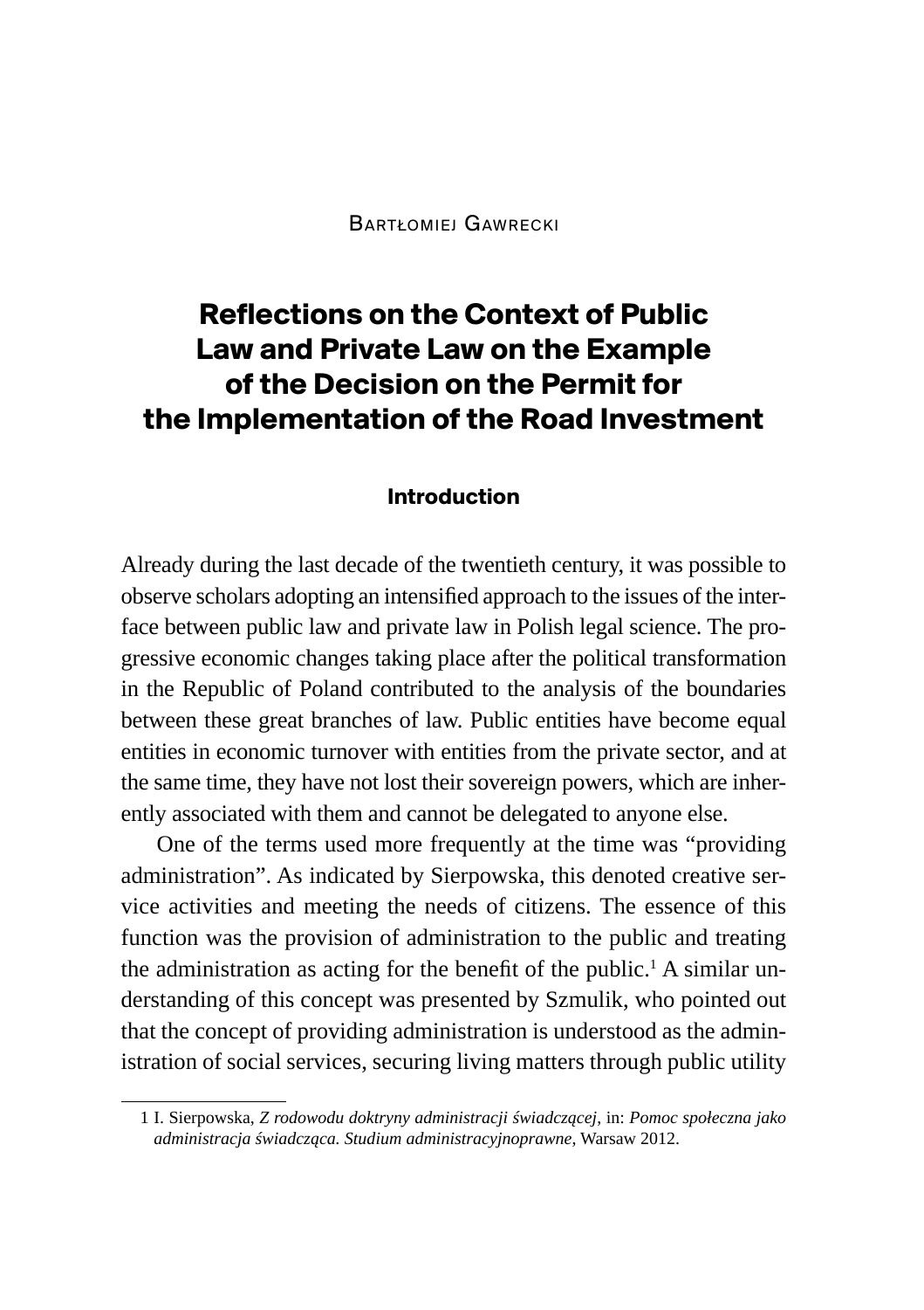Bartłomiej Gawrecki

# Reflections on the Context of Public Law and Private Law on the Example of the Decision on the Permit for the Implementation of the Road Investment

## Introduction

Already during the last decade of the twentieth century, it was possible to observe scholars adopting an intensified approach to the issues of the interface between public law and private law in Polish legal science. The progressive economic changes taking place after the political transformation in the Republic of Poland contributed to the analysis of the boundaries between these great branches of law. Public entities have become equal entities in economic turnover with entities from the private sector, and at the same time, they have not lost their sovereign powers, which are inherently associated with them and cannot be delegated to anyone else.

One of the terms used more frequently at the time was "providing administration". As indicated by Sierpowska, this denoted creative service activities and meeting the needs of citizens. The essence of this function was the provision of administration to the public and treating the administration as acting for the benefit of the public.[1] A similar understanding of this concept was presented by Szmulik, who pointed out that the concept of providing administration is understood as the administration of social services, securing living matters through public utility

[1] I. Sierpowska, *Z rodowodu doktryny administracji świadczącej*, in: *Pomoc społeczna jako administracja świadcząca. Studium administracyjnoprawne*, Warsaw 2012.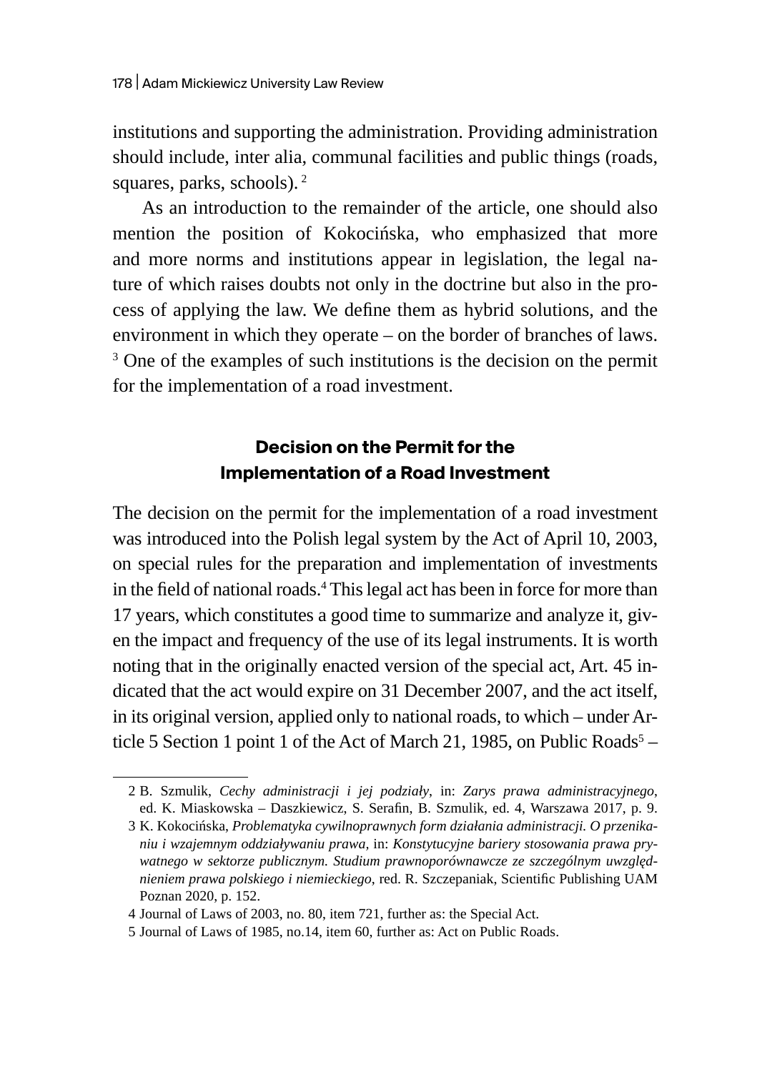institutions and supporting the administration. Providing administration should include, inter alia, communal facilities and public things (roads, squares, parks, schools). [2]

As an introduction to the remainder of the article, one should also mention the position of Kokocińska, who emphasized that more and more norms and institutions appear in legislation, the legal nature of which raises doubts not only in the doctrine but also in the process of applying the law. We define them as hybrid solutions, and the environment in which they operate – on the border of branches of laws. [3] One of the examples of such institutions is the decision on the permit for the implementation of a road investment.

## Decision on the Permit for the Implementation of a Road Investment

The decision on the permit for the implementation of a road investment was introduced into the Polish legal system by the Act of April 10, 2003, on special rules for the preparation and implementation of investments in the field of national roads.[4] This legal act has been in force for more than 17 years, which constitutes a good time to summarize and analyze it, given the impact and frequency of the use of its legal instruments. It is worth noting that in the originally enacted version of the special act, Art. 45 indicated that the act would expire on 31 December 2007, and the act itself, in its original version, applied only to national roads, to which – under Article 5 Section 1 point 1 of the Act of March 21, 1985, on Public Roads[5] –

---

2 B. Szmulik, *Cechy administracji i jej podziały*, in: *Zarys prawa administracyjnego*, ed. K. Miaskowska – Daszkiewicz, S. Serafin, B. Szmulik, ed. 4, Warszawa 2017, p. 9.

3 K. Kokocińska, *Problematyka cywilnoprawnych form działania administracji. O przenikaniu i wzajemnym oddziaływaniu prawa*, in: *Konstytucyjne bariery stosowania prawa prywatnego w sektorze publicznym. Studium prawnoporównawcze ze szczególnym uwzględnieniem prawa polskiego i niemieckiego*, red. R. Szczepaniak, Scientific Publishing UAM Poznan 2020, p. 152.

4 Journal of Laws of 2003, no. 80, item 721, further as: the Special Act.

5 Journal of Laws of 1985, no.14, item 60, further as: Act on Public Roads.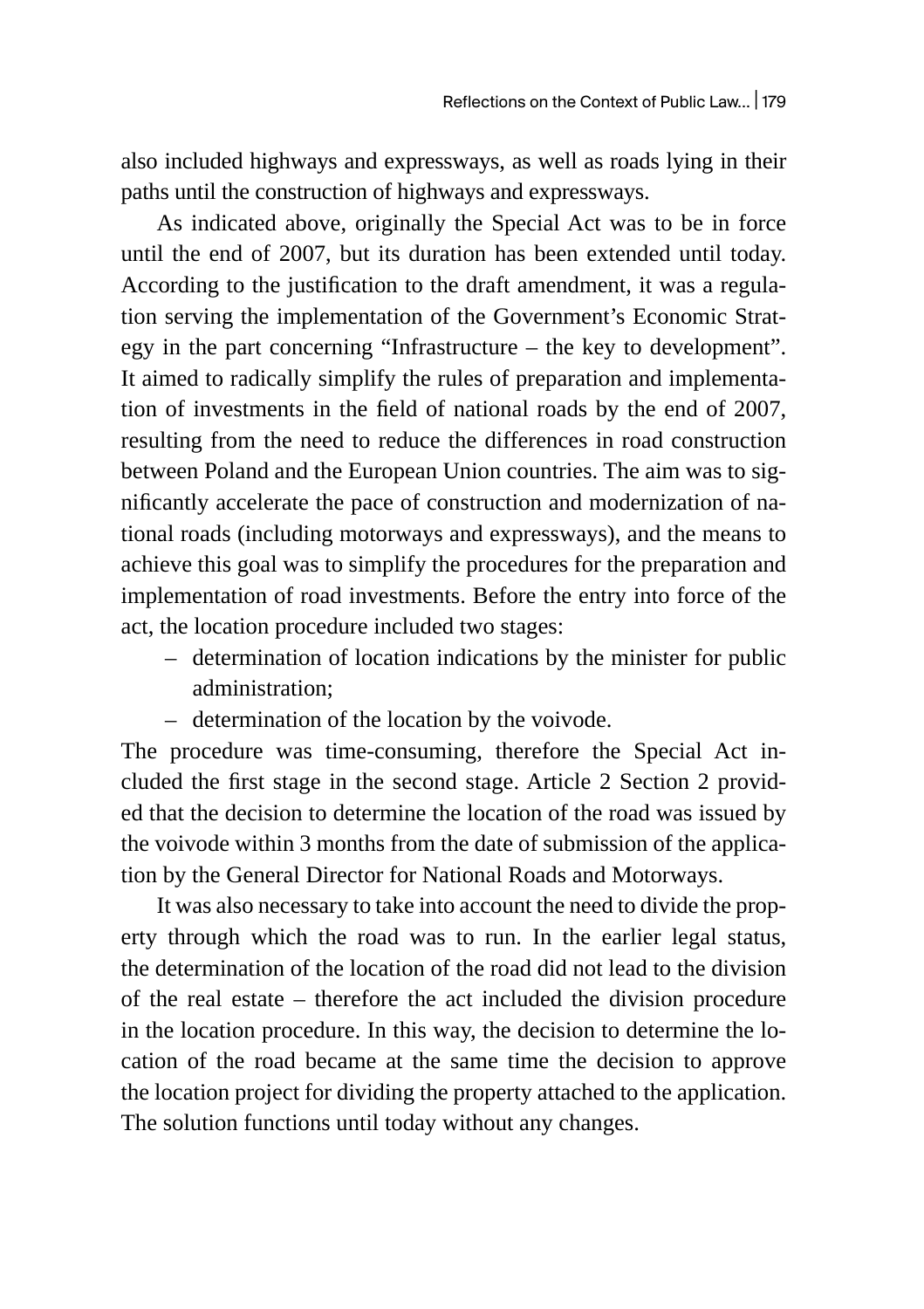also included highways and expressways, as well as roads lying in their paths until the construction of highways and expressways.

As indicated above, originally the Special Act was to be in force until the end of 2007, but its duration has been extended until today. According to the justification to the draft amendment, it was a regulation serving the implementation of the Government's Economic Strategy in the part concerning "Infrastructure – the key to development". It aimed to radically simplify the rules of preparation and implementation of investments in the field of national roads by the end of 2007, resulting from the need to reduce the differences in road construction between Poland and the European Union countries. The aim was to significantly accelerate the pace of construction and modernization of national roads (including motorways and expressways), and the means to achieve this goal was to simplify the procedures for the preparation and implementation of road investments. Before the entry into force of the act, the location procedure included two stages:

- determination of location indications by the minister for public administration;
- determination of the location by the voivode.

The procedure was time-consuming, therefore the Special Act included the first stage in the second stage. Article 2 Section 2 provided that the decision to determine the location of the road was issued by the voivode within 3 months from the date of submission of the application by the General Director for National Roads and Motorways.

It was also necessary to take into account the need to divide the property through which the road was to run. In the earlier legal status, the determination of the location of the road did not lead to the division of the real estate – therefore the act included the division procedure in the location procedure. In this way, the decision to determine the location of the road became at the same time the decision to approve the location project for dividing the property attached to the application. The solution functions until today without any changes.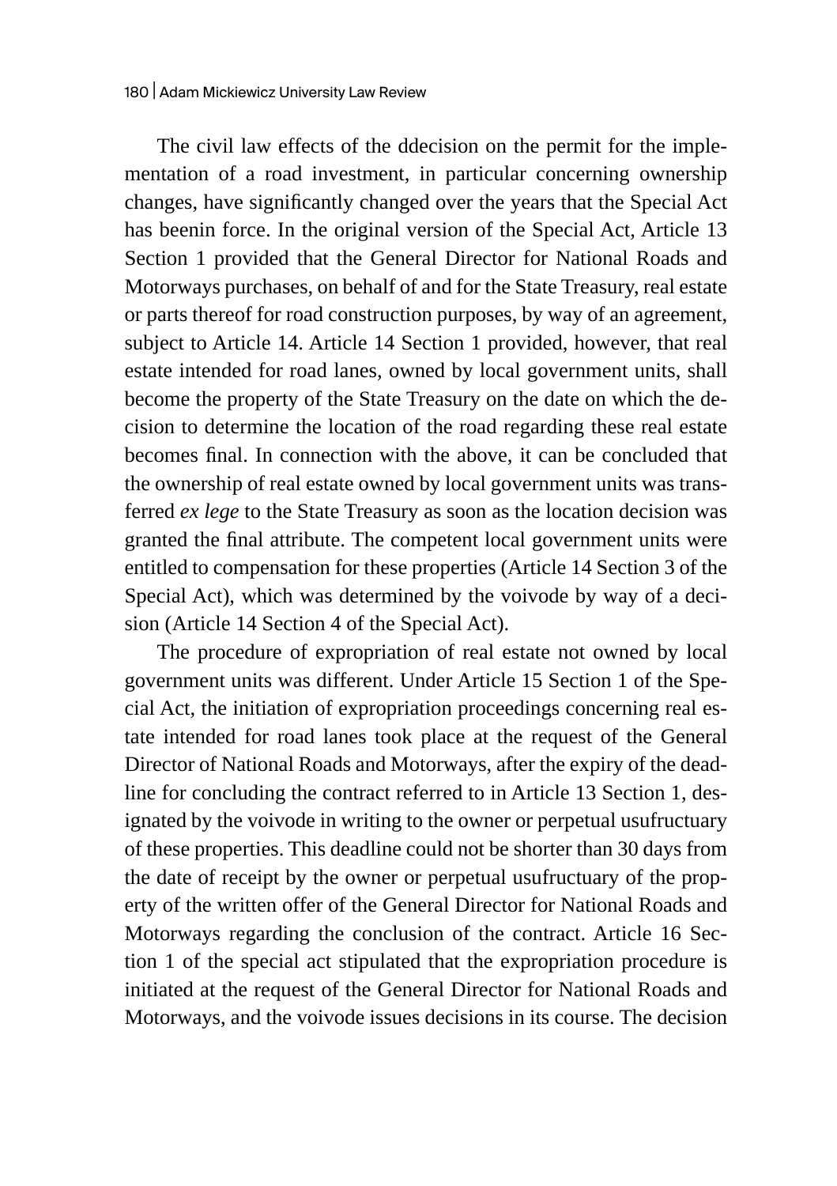The civil law effects of the ddecision on the permit for the implementation of a road investment, in particular concerning ownership changes, have significantly changed over the years that the Special Act has beenin force. In the original version of the Special Act, Article 13 Section 1 provided that the General Director for National Roads and Motorways purchases, on behalf of and for the State Treasury, real estate or parts thereof for road construction purposes, by way of an agreement, subject to Article 14. Article 14 Section 1 provided, however, that real estate intended for road lanes, owned by local government units, shall become the property of the State Treasury on the date on which the decision to determine the location of the road regarding these real estate becomes final. In connection with the above, it can be concluded that the ownership of real estate owned by local government units was transferred *ex lege* to the State Treasury as soon as the location decision was granted the final attribute. The competent local government units were entitled to compensation for these properties (Article 14 Section 3 of the Special Act), which was determined by the voivode by way of a decision (Article 14 Section 4 of the Special Act).

The procedure of expropriation of real estate not owned by local government units was different. Under Article 15 Section 1 of the Special Act, the initiation of expropriation proceedings concerning real estate intended for road lanes took place at the request of the General Director of National Roads and Motorways, after the expiry of the deadline for concluding the contract referred to in Article 13 Section 1, designated by the voivode in writing to the owner or perpetual usufructuary of these properties. This deadline could not be shorter than 30 days from the date of receipt by the owner or perpetual usufructuary of the property of the written offer of the General Director for National Roads and Motorways regarding the conclusion of the contract. Article 16 Section 1 of the special act stipulated that the expropriation procedure is initiated at the request of the General Director for National Roads and Motorways, and the voivode issues decisions in its course. The decision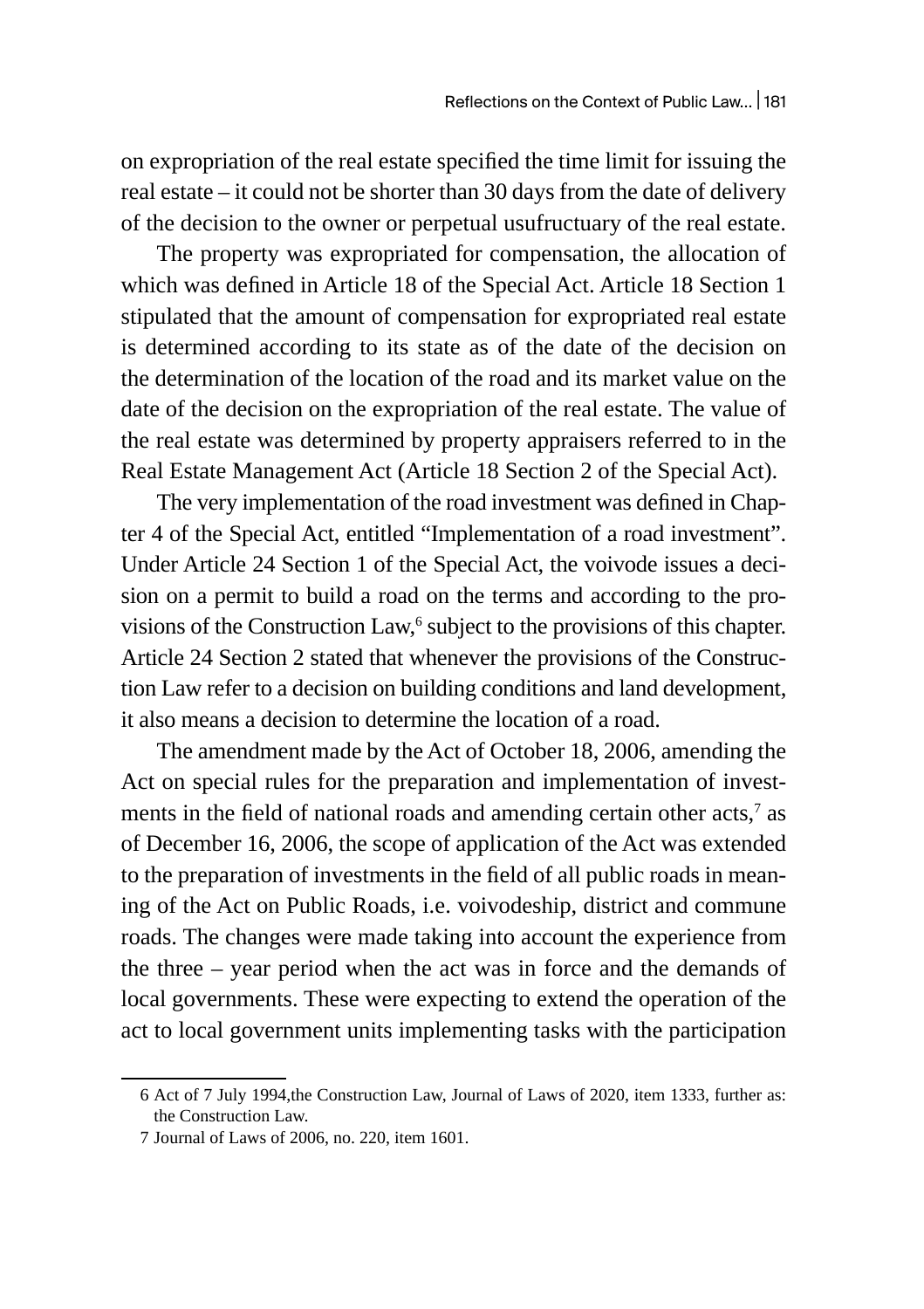on expropriation of the real estate specified the time limit for issuing the real estate – it could not be shorter than 30 days from the date of delivery of the decision to the owner or perpetual usufructuary of the real estate.

The property was expropriated for compensation, the allocation of which was defined in Article 18 of the Special Act. Article 18 Section 1 stipulated that the amount of compensation for expropriated real estate is determined according to its state as of the date of the decision on the determination of the location of the road and its market value on the date of the decision on the expropriation of the real estate. The value of the real estate was determined by property appraisers referred to in the Real Estate Management Act (Article 18 Section 2 of the Special Act).

The very implementation of the road investment was defined in Chapter 4 of the Special Act, entitled "Implementation of a road investment". Under Article 24 Section 1 of the Special Act, the voivode issues a decision on a permit to build a road on the terms and according to the provisions of the Construction Law,[6] subject to the provisions of this chapter. Article 24 Section 2 stated that whenever the provisions of the Construction Law refer to a decision on building conditions and land development, it also means a decision to determine the location of a road.

The amendment made by the Act of October 18, 2006, amending the Act on special rules for the preparation and implementation of investments in the field of national roads and amending certain other acts,[7] as of December 16, 2006, the scope of application of the Act was extended to the preparation of investments in the field of all public roads in meaning of the Act on Public Roads, i.e. voivodeship, district and commune roads. The changes were made taking into account the experience from the three – year period when the act was in force and the demands of local governments. These were expecting to extend the operation of the act to local government units implementing tasks with the participation

---

6 Act of 7 July 1994,the Construction Law, Journal of Laws of 2020, item 1333, further as: the Construction Law.

7 Journal of Laws of 2006, no. 220, item 1601.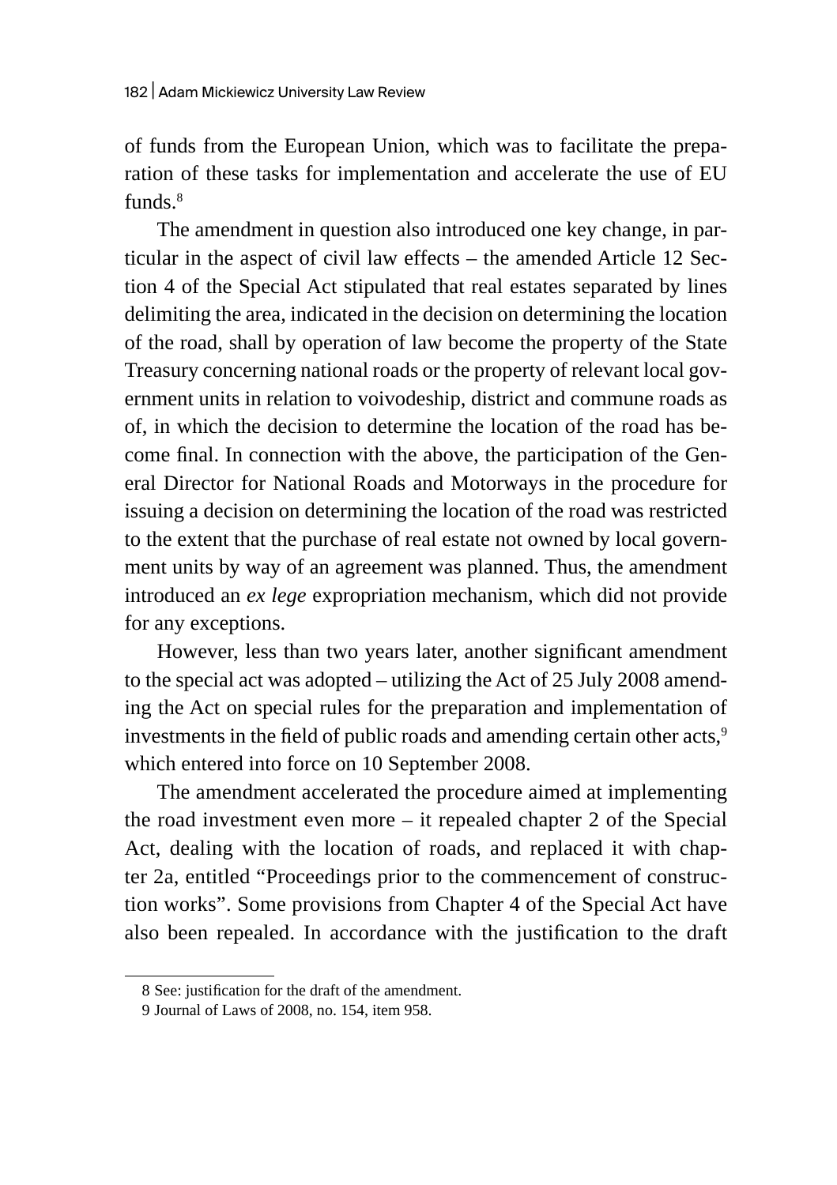of funds from the European Union, which was to facilitate the preparation of these tasks for implementation and accelerate the use of EU funds.[8]

The amendment in question also introduced one key change, in particular in the aspect of civil law effects – the amended Article 12 Section 4 of the Special Act stipulated that real estates separated by lines delimiting the area, indicated in the decision on determining the location of the road, shall by operation of law become the property of the State Treasury concerning national roads or the property of relevant local government units in relation to voivodeship, district and commune roads as of, in which the decision to determine the location of the road has become final. In connection with the above, the participation of the General Director for National Roads and Motorways in the procedure for issuing a decision on determining the location of the road was restricted to the extent that the purchase of real estate not owned by local government units by way of an agreement was planned. Thus, the amendment introduced an *ex lege* expropriation mechanism, which did not provide for any exceptions.

However, less than two years later, another significant amendment to the special act was adopted – utilizing the Act of 25 July 2008 amending the Act on special rules for the preparation and implementation of investments in the field of public roads and amending certain other acts,[9] which entered into force on 10 September 2008.

The amendment accelerated the procedure aimed at implementing the road investment even more – it repealed chapter 2 of the Special Act, dealing with the location of roads, and replaced it with chapter 2a, entitled "Proceedings prior to the commencement of construction works". Some provisions from Chapter 4 of the Special Act have also been repealed. In accordance with the justification to the draft

8 See: justification for the draft of the amendment.

9 Journal of Laws of 2008, no. 154, item 958.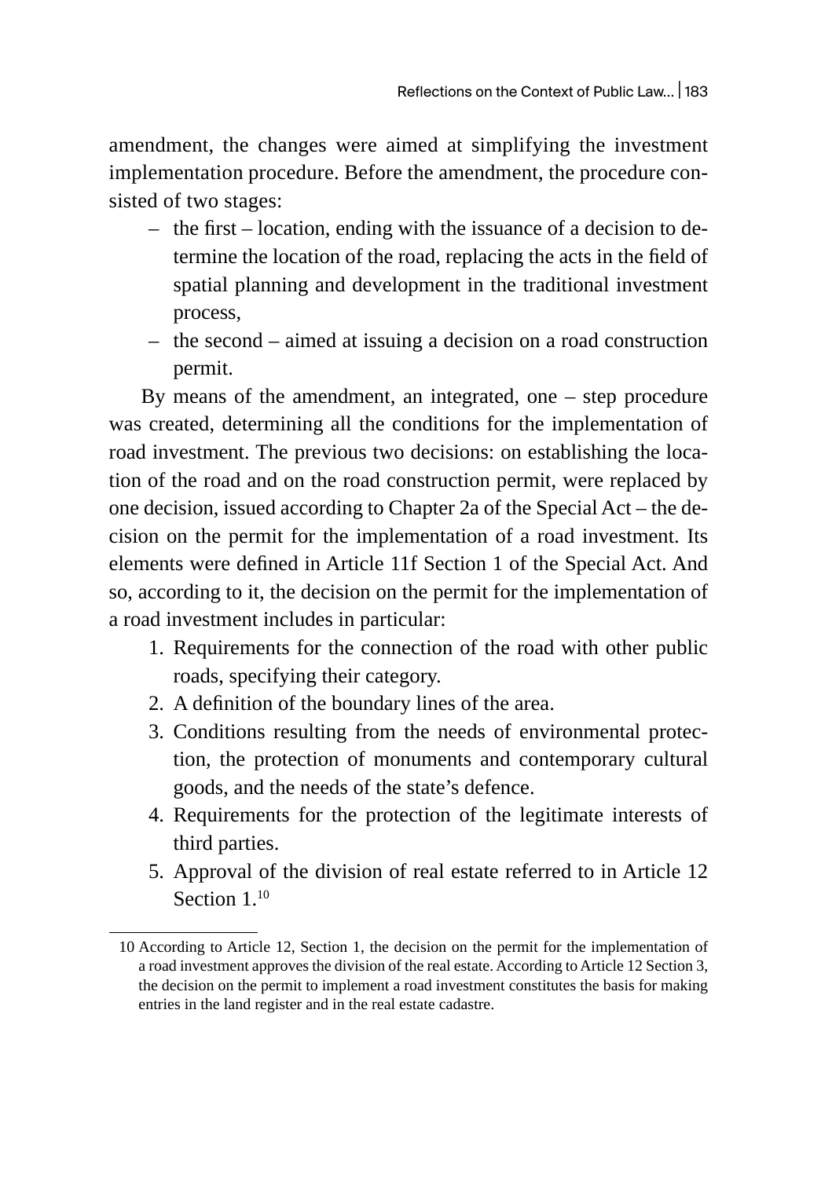amendment, the changes were aimed at simplifying the investment implementation procedure. Before the amendment, the procedure consisted of two stages:

- the first – location, ending with the issuance of a decision to determine the location of the road, replacing the acts in the field of spatial planning and development in the traditional investment process,
- the second – aimed at issuing a decision on a road construction permit.

By means of the amendment, an integrated, one – step procedure was created, determining all the conditions for the implementation of road investment. The previous two decisions: on establishing the location of the road and on the road construction permit, were replaced by one decision, issued according to Chapter 2a of the Special Act – the decision on the permit for the implementation of a road investment. Its elements were defined in Article 11f Section 1 of the Special Act. And so, according to it, the decision on the permit for the implementation of a road investment includes in particular:

1. Requirements for the connection of the road with other public roads, specifying their category.
2. A definition of the boundary lines of the area.
3. Conditions resulting from the needs of environmental protection, the protection of monuments and contemporary cultural goods, and the needs of the state's defence.
4. Requirements for the protection of the legitimate interests of third parties.
5. Approval of the division of real estate referred to in Article 12 Section 1.[10]

---

10 According to Article 12, Section 1, the decision on the permit for the implementation of a road investment approves the division of the real estate. According to Article 12 Section 3, the decision on the permit to implement a road investment constitutes the basis for making entries in the land register and in the real estate cadastre.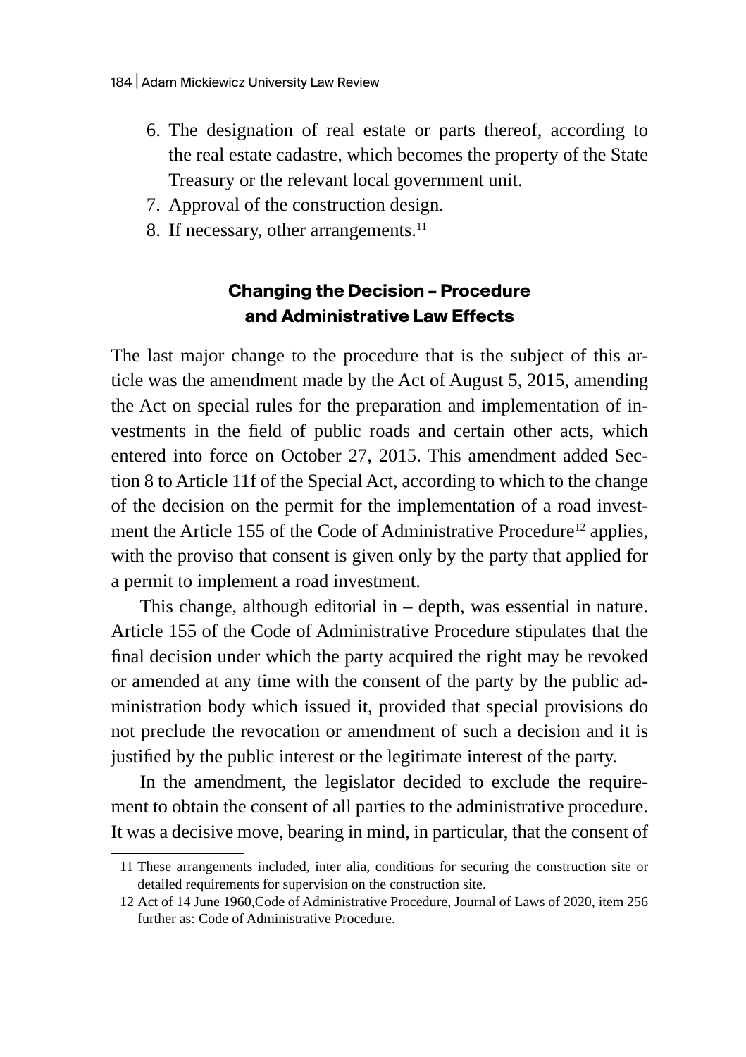6. The designation of real estate or parts thereof, according to the real estate cadastre, which becomes the property of the State Treasury or the relevant local government unit.
7. Approval of the construction design.
8. If necessary, other arrangements.[11]

## Changing the Decision – Procedure and Administrative Law Effects

The last major change to the procedure that is the subject of this article was the amendment made by the Act of August 5, 2015, amending the Act on special rules for the preparation and implementation of investments in the field of public roads and certain other acts, which entered into force on October 27, 2015. This amendment added Section 8 to Article 11f of the Special Act, according to which to the change of the decision on the permit for the implementation of a road investment the Article 155 of the Code of Administrative Procedure[12] applies, with the proviso that consent is given only by the party that applied for a permit to implement a road investment.

This change, although editorial in – depth, was essential in nature. Article 155 of the Code of Administrative Procedure stipulates that the final decision under which the party acquired the right may be revoked or amended at any time with the consent of the party by the public administration body which issued it, provided that special provisions do not preclude the revocation or amendment of such a decision and it is justified by the public interest or the legitimate interest of the party.

In the amendment, the legislator decided to exclude the requirement to obtain the consent of all parties to the administrative procedure. It was a decisive move, bearing in mind, in particular, that the consent of

11 These arrangements included, inter alia, conditions for securing the construction site or detailed requirements for supervision on the construction site.

12 Act of 14 June 1960,Code of Administrative Procedure, Journal of Laws of 2020, item 256 further as: Code of Administrative Procedure.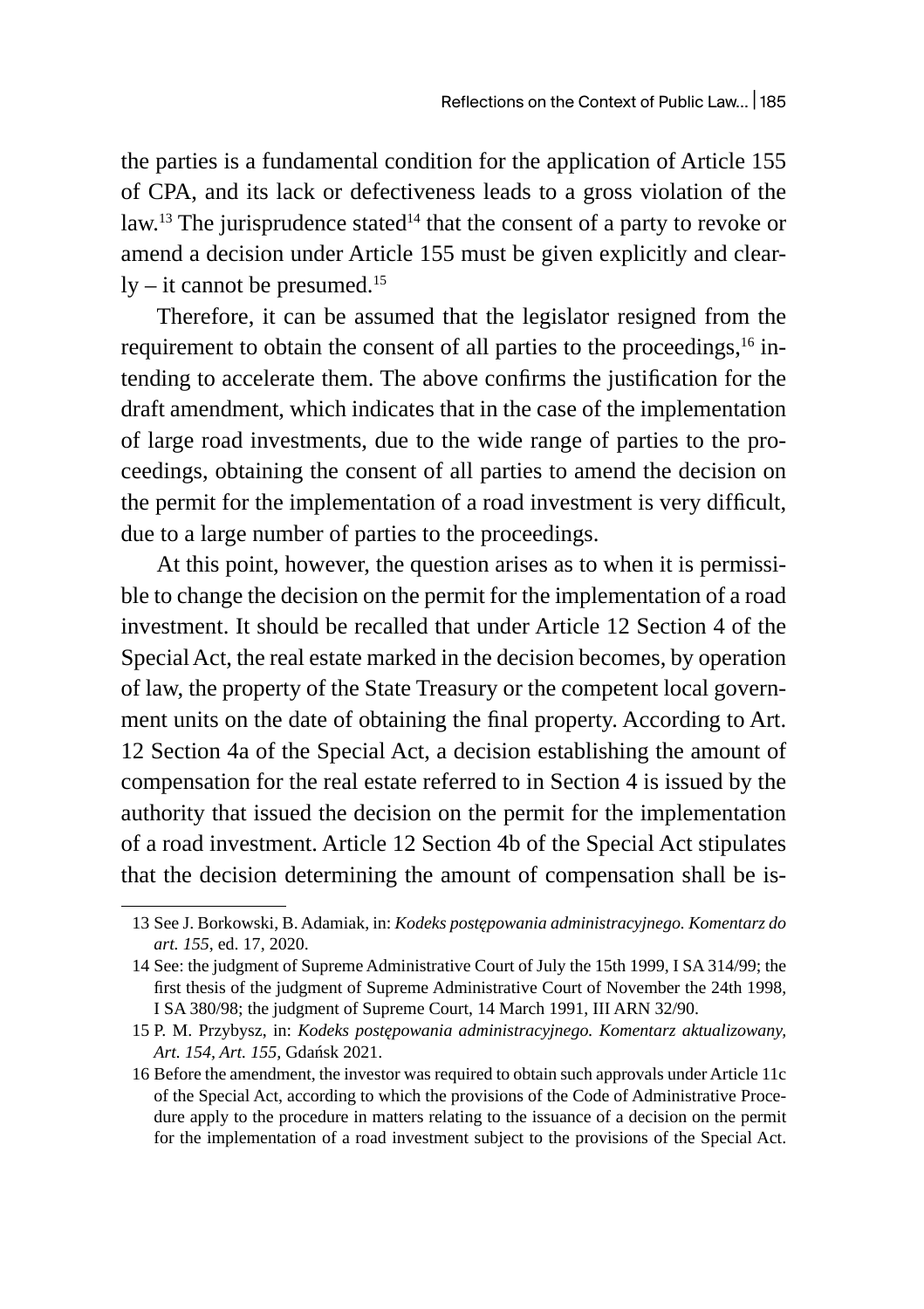the parties is a fundamental condition for the application of Article 155 of CPA, and its lack or defectiveness leads to a gross violation of the law.[13] The jurisprudence stated[14] that the consent of a party to revoke or amend a decision under Article 155 must be given explicitly and clearly – it cannot be presumed.[15]

Therefore, it can be assumed that the legislator resigned from the requirement to obtain the consent of all parties to the proceedings,[16] intending to accelerate them. The above confirms the justification for the draft amendment, which indicates that in the case of the implementation of large road investments, due to the wide range of parties to the proceedings, obtaining the consent of all parties to amend the decision on the permit for the implementation of a road investment is very difficult, due to a large number of parties to the proceedings.

At this point, however, the question arises as to when it is permissible to change the decision on the permit for the implementation of a road investment. It should be recalled that under Article 12 Section 4 of the Special Act, the real estate marked in the decision becomes, by operation of law, the property of the State Treasury or the competent local government units on the date of obtaining the final property. According to Art. 12 Section 4a of the Special Act, a decision establishing the amount of compensation for the real estate referred to in Section 4 is issued by the authority that issued the decision on the permit for the implementation of a road investment. Article 12 Section 4b of the Special Act stipulates that the decision determining the amount of compensation shall be is-

---

13 See J. Borkowski, B. Adamiak, in: *Kodeks postępowania administracyjnego. Komentarz do art. 155*, ed. 17, 2020.

14 See: the judgment of Supreme Administrative Court of July the 15th 1999, I SA 314/99; the first thesis of the judgment of Supreme Administrative Court of November the 24th 1998, I SA 380/98; the judgment of Supreme Court, 14 March 1991, III ARN 32/90.

15 P. M. Przybysz, in: *Kodeks postępowania administracyjnego. Komentarz aktualizowany, Art. 154, Art. 155*, Gdańsk 2021.

16 Before the amendment, the investor was required to obtain such approvals under Article 11c of the Special Act, according to which the provisions of the Code of Administrative Procedure apply to the procedure in matters relating to the issuance of a decision on the permit for the implementation of a road investment subject to the provisions of the Special Act.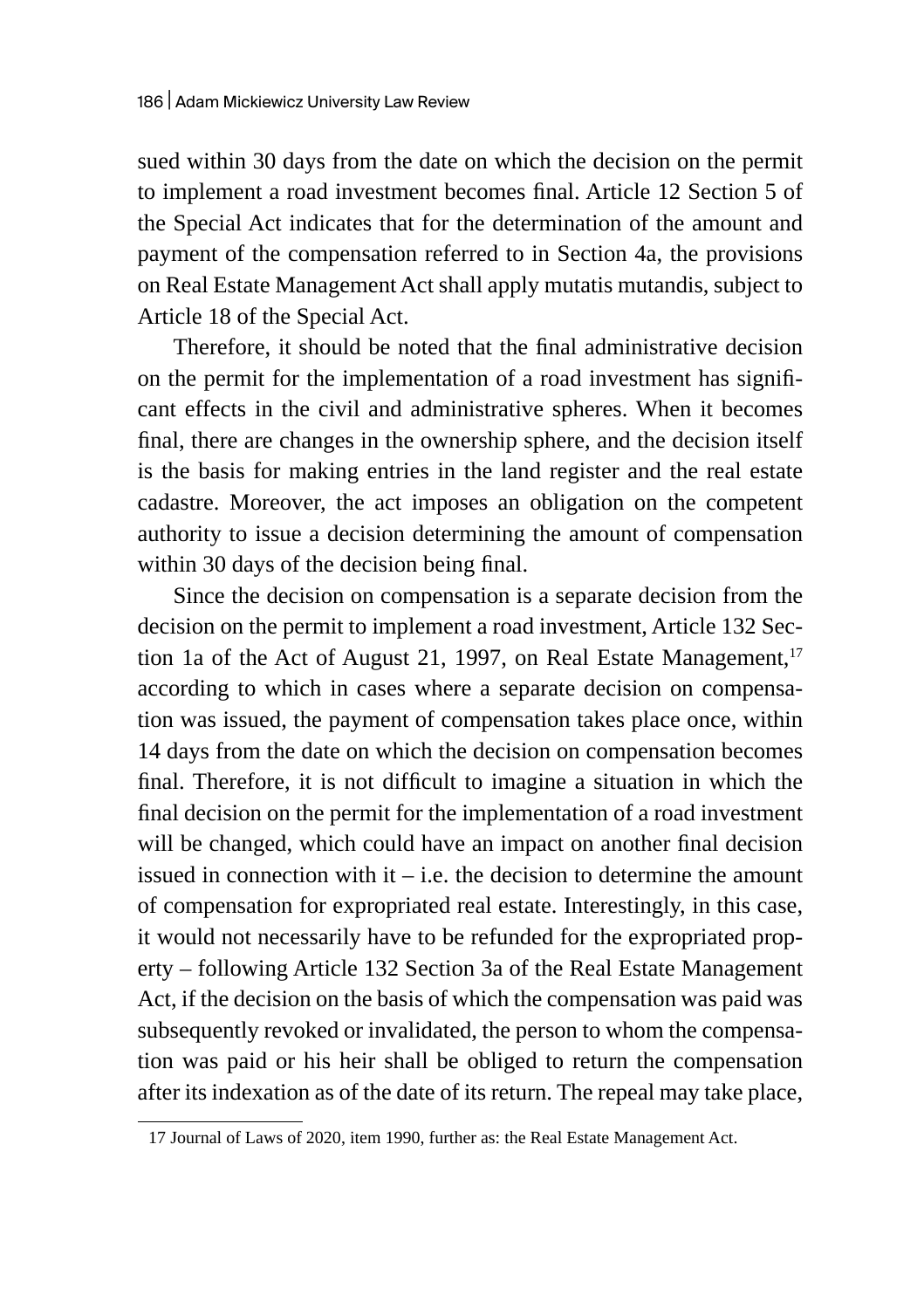sued within 30 days from the date on which the decision on the permit to implement a road investment becomes final. Article 12 Section 5 of the Special Act indicates that for the determination of the amount and payment of the compensation referred to in Section 4a, the provisions on Real Estate Management Act shall apply mutatis mutandis, subject to Article 18 of the Special Act.

Therefore, it should be noted that the final administrative decision on the permit for the implementation of a road investment has significant effects in the civil and administrative spheres. When it becomes final, there are changes in the ownership sphere, and the decision itself is the basis for making entries in the land register and the real estate cadastre. Moreover, the act imposes an obligation on the competent authority to issue a decision determining the amount of compensation within 30 days of the decision being final.

Since the decision on compensation is a separate decision from the decision on the permit to implement a road investment, Article 132 Section 1a of the Act of August 21, 1997, on Real Estate Management,[17] according to which in cases where a separate decision on compensation was issued, the payment of compensation takes place once, within 14 days from the date on which the decision on compensation becomes final. Therefore, it is not difficult to imagine a situation in which the final decision on the permit for the implementation of a road investment will be changed, which could have an impact on another final decision issued in connection with it – i.e. the decision to determine the amount of compensation for expropriated real estate. Interestingly, in this case, it would not necessarily have to be refunded for the expropriated property – following Article 132 Section 3a of the Real Estate Management Act, if the decision on the basis of which the compensation was paid was subsequently revoked or invalidated, the person to whom the compensation was paid or his heir shall be obliged to return the compensation after its indexation as of the date of its return. The repeal may take place,

---

17 Journal of Laws of 2020, item 1990, further as: the Real Estate Management Act.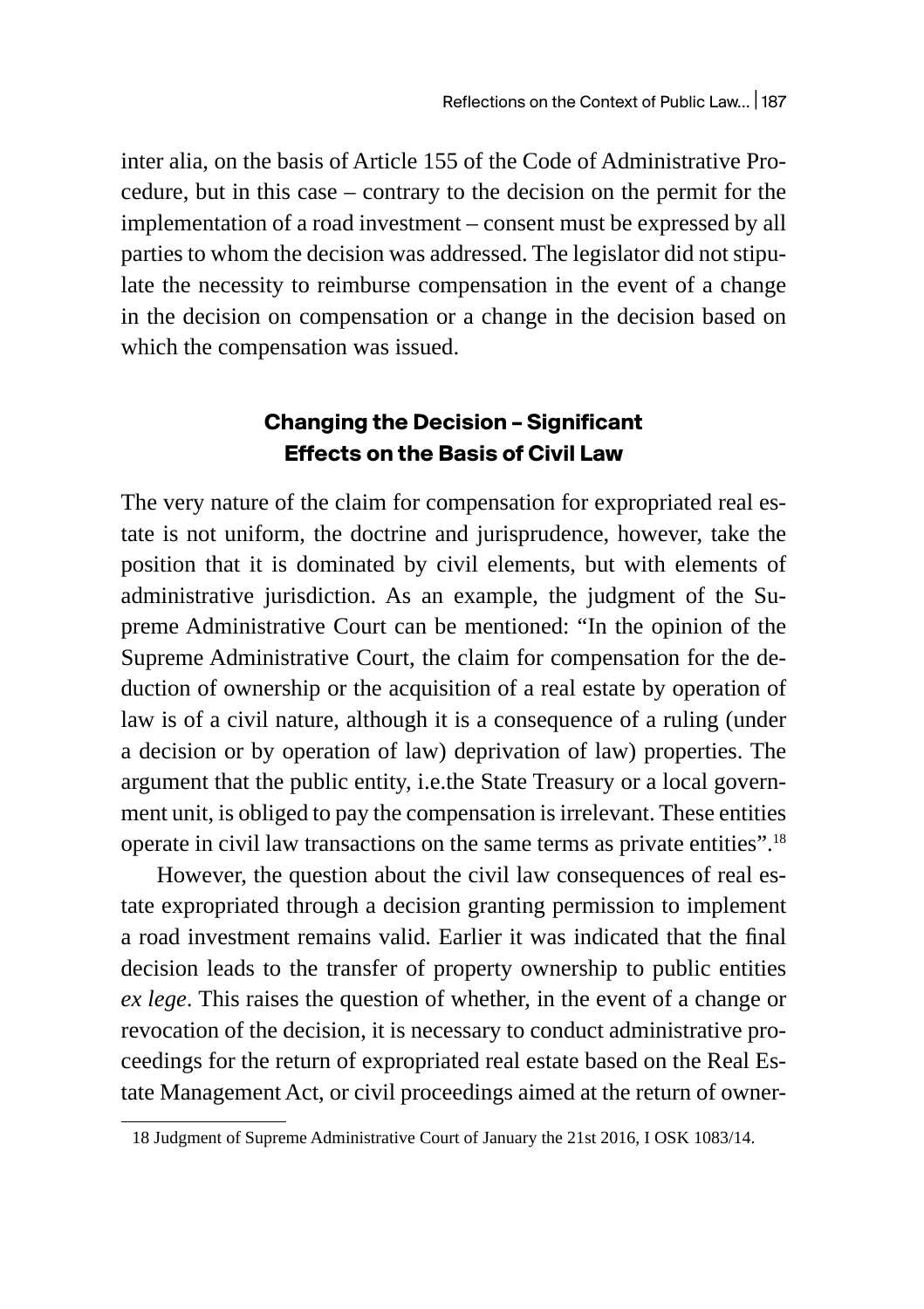inter alia, on the basis of Article 155 of the Code of Administrative Procedure, but in this case – contrary to the decision on the permit for the implementation of a road investment – consent must be expressed by all parties to whom the decision was addressed. The legislator did not stipulate the necessity to reimburse compensation in the event of a change in the decision on compensation or a change in the decision based on which the compensation was issued.

## Changing the Decision – Significant Effects on the Basis of Civil Law

The very nature of the claim for compensation for expropriated real estate is not uniform, the doctrine and jurisprudence, however, take the position that it is dominated by civil elements, but with elements of administrative jurisdiction. As an example, the judgment of the Supreme Administrative Court can be mentioned: "In the opinion of the Supreme Administrative Court, the claim for compensation for the deduction of ownership or the acquisition of a real estate by operation of law is of a civil nature, although it is a consequence of a ruling (under a decision or by operation of law) deprivation of law) properties. The argument that the public entity, i.e.the State Treasury or a local government unit, is obliged to pay the compensation is irrelevant. These entities operate in civil law transactions on the same terms as private entities".[18]

However, the question about the civil law consequences of real estate expropriated through a decision granting permission to implement a road investment remains valid. Earlier it was indicated that the final decision leads to the transfer of property ownership to public entities *ex lege*. This raises the question of whether, in the event of a change or revocation of the decision, it is necessary to conduct administrative proceedings for the return of expropriated real estate based on the Real Estate Management Act, or civil proceedings aimed at the return of owner-

18 Judgment of Supreme Administrative Court of January the 21st 2016, I OSK 1083/14.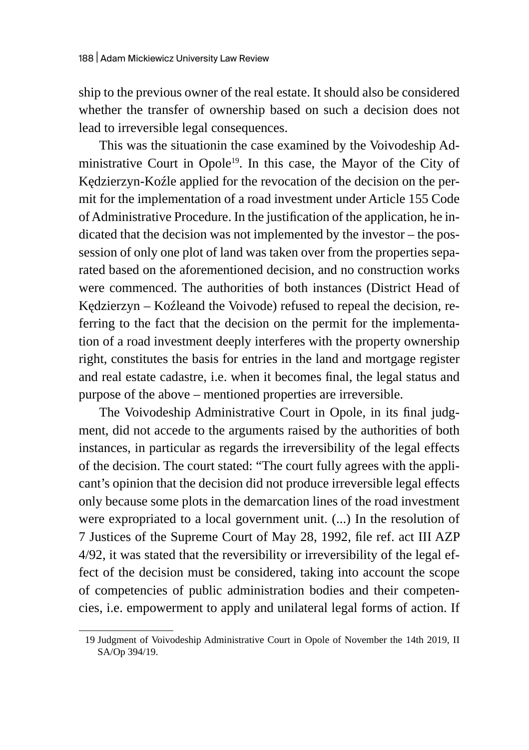ship to the previous owner of the real estate. It should also be considered whether the transfer of ownership based on such a decision does not lead to irreversible legal consequences.

This was the situationin the case examined by the Voivodeship Administrative Court in Opole[19]. In this case, the Mayor of the City of Kędzierzyn-Koźle applied for the revocation of the decision on the permit for the implementation of a road investment under Article 155 Code of Administrative Procedure. In the justification of the application, he indicated that the decision was not implemented by the investor – the possession of only one plot of land was taken over from the properties separated based on the aforementioned decision, and no construction works were commenced. The authorities of both instances (District Head of Kędzierzyn – Koźleand the Voivode) refused to repeal the decision, referring to the fact that the decision on the permit for the implementation of a road investment deeply interferes with the property ownership right, constitutes the basis for entries in the land and mortgage register and real estate cadastre, i.e. when it becomes final, the legal status and purpose of the above – mentioned properties are irreversible.

The Voivodeship Administrative Court in Opole, in its final judgment, did not accede to the arguments raised by the authorities of both instances, in particular as regards the irreversibility of the legal effects of the decision. The court stated: "The court fully agrees with the applicant's opinion that the decision did not produce irreversible legal effects only because some plots in the demarcation lines of the road investment were expropriated to a local government unit. (...) In the resolution of 7 Justices of the Supreme Court of May 28, 1992, file ref. act III AZP 4/92, it was stated that the reversibility or irreversibility of the legal effect of the decision must be considered, taking into account the scope of competencies of public administration bodies and their competencies, i.e. empowerment to apply and unilateral legal forms of action. If

19 Judgment of Voivodeship Administrative Court in Opole of November the 14th 2019, II SA/Op 394/19.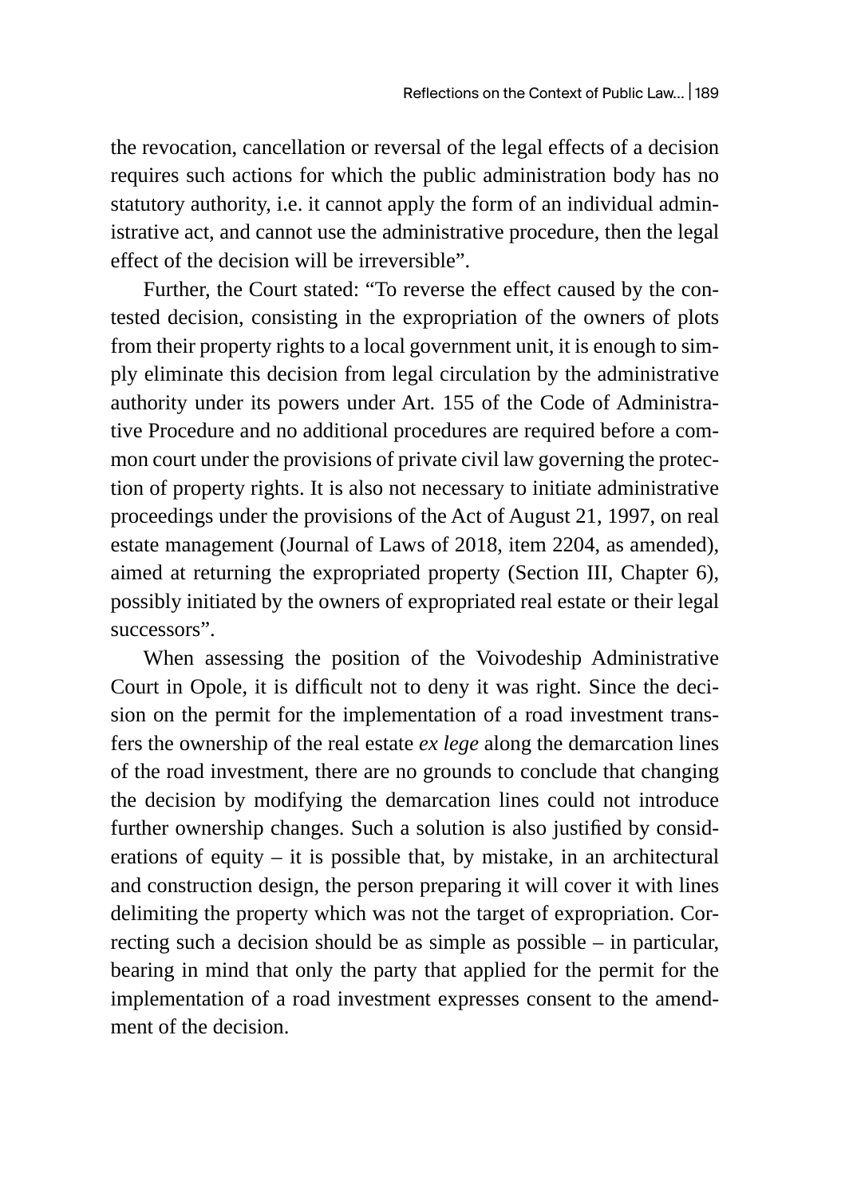the revocation, cancellation or reversal of the legal effects of a decision requires such actions for which the public administration body has no statutory authority, i.e. it cannot apply the form of an individual administrative act, and cannot use the administrative procedure, then the legal effect of the decision will be irreversible".

Further, the Court stated: "To reverse the effect caused by the contested decision, consisting in the expropriation of the owners of plots from their property rights to a local government unit, it is enough to simply eliminate this decision from legal circulation by the administrative authority under its powers under Art. 155 of the Code of Administrative Procedure and no additional procedures are required before a common court under the provisions of private civil law governing the protection of property rights. It is also not necessary to initiate administrative proceedings under the provisions of the Act of August 21, 1997, on real estate management (Journal of Laws of 2018, item 2204, as amended), aimed at returning the expropriated property (Section III, Chapter 6), possibly initiated by the owners of expropriated real estate or their legal successors".

When assessing the position of the Voivodeship Administrative Court in Opole, it is difficult not to deny it was right. Since the decision on the permit for the implementation of a road investment transfers the ownership of the real estate *ex lege* along the demarcation lines of the road investment, there are no grounds to conclude that changing the decision by modifying the demarcation lines could not introduce further ownership changes. Such a solution is also justified by considerations of equity – it is possible that, by mistake, in an architectural and construction design, the person preparing it will cover it with lines delimiting the property which was not the target of expropriation. Correcting such a decision should be as simple as possible – in particular, bearing in mind that only the party that applied for the permit for the implementation of a road investment expresses consent to the amendment of the decision.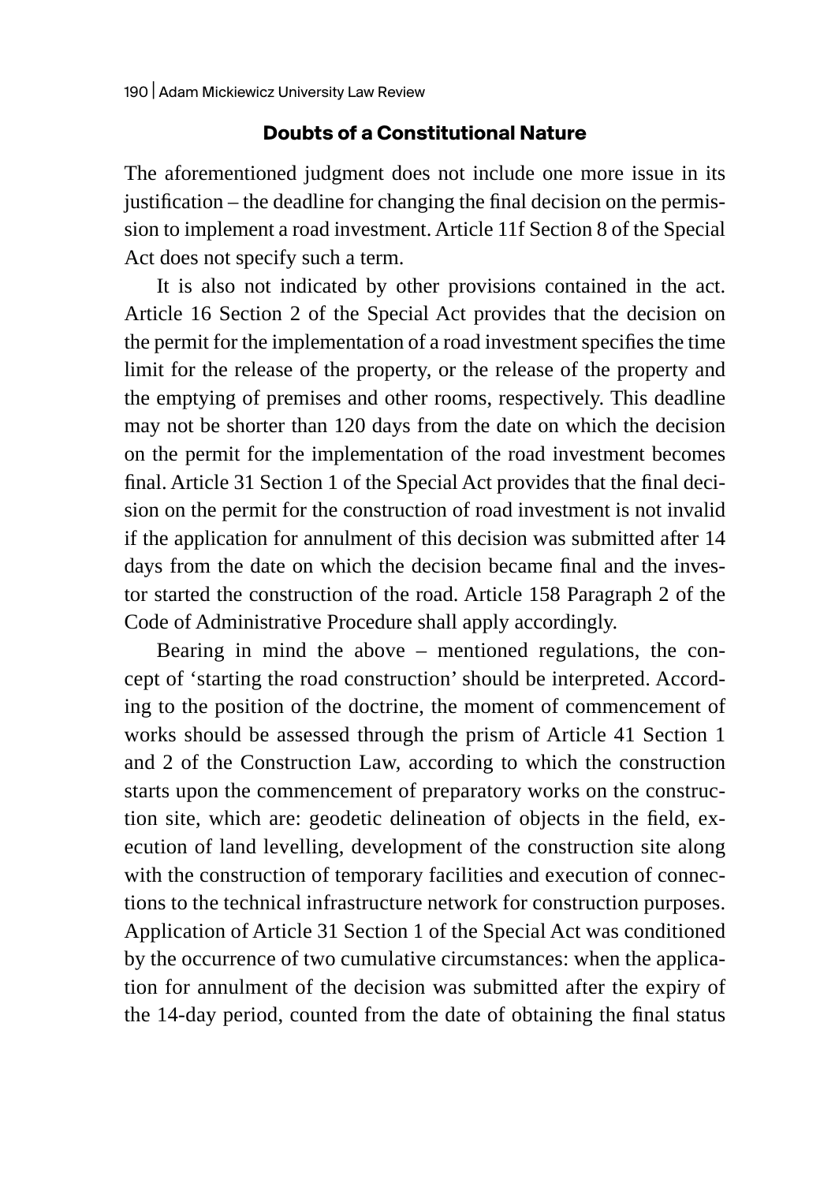## Doubts of a Constitutional Nature

The aforementioned judgment does not include one more issue in its justification – the deadline for changing the final decision on the permission to implement a road investment. Article 11f Section 8 of the Special Act does not specify such a term.

It is also not indicated by other provisions contained in the act. Article 16 Section 2 of the Special Act provides that the decision on the permit for the implementation of a road investment specifies the time limit for the release of the property, or the release of the property and the emptying of premises and other rooms, respectively. This deadline may not be shorter than 120 days from the date on which the decision on the permit for the implementation of the road investment becomes final. Article 31 Section 1 of the Special Act provides that the final decision on the permit for the construction of road investment is not invalid if the application for annulment of this decision was submitted after 14 days from the date on which the decision became final and the investor started the construction of the road. Article 158 Paragraph 2 of the Code of Administrative Procedure shall apply accordingly.

Bearing in mind the above – mentioned regulations, the concept of 'starting the road construction' should be interpreted. According to the position of the doctrine, the moment of commencement of works should be assessed through the prism of Article 41 Section 1 and 2 of the Construction Law, according to which the construction starts upon the commencement of preparatory works on the construction site, which are: geodetic delineation of objects in the field, execution of land levelling, development of the construction site along with the construction of temporary facilities and execution of connections to the technical infrastructure network for construction purposes. Application of Article 31 Section 1 of the Special Act was conditioned by the occurrence of two cumulative circumstances: when the application for annulment of the decision was submitted after the expiry of the 14-day period, counted from the date of obtaining the final status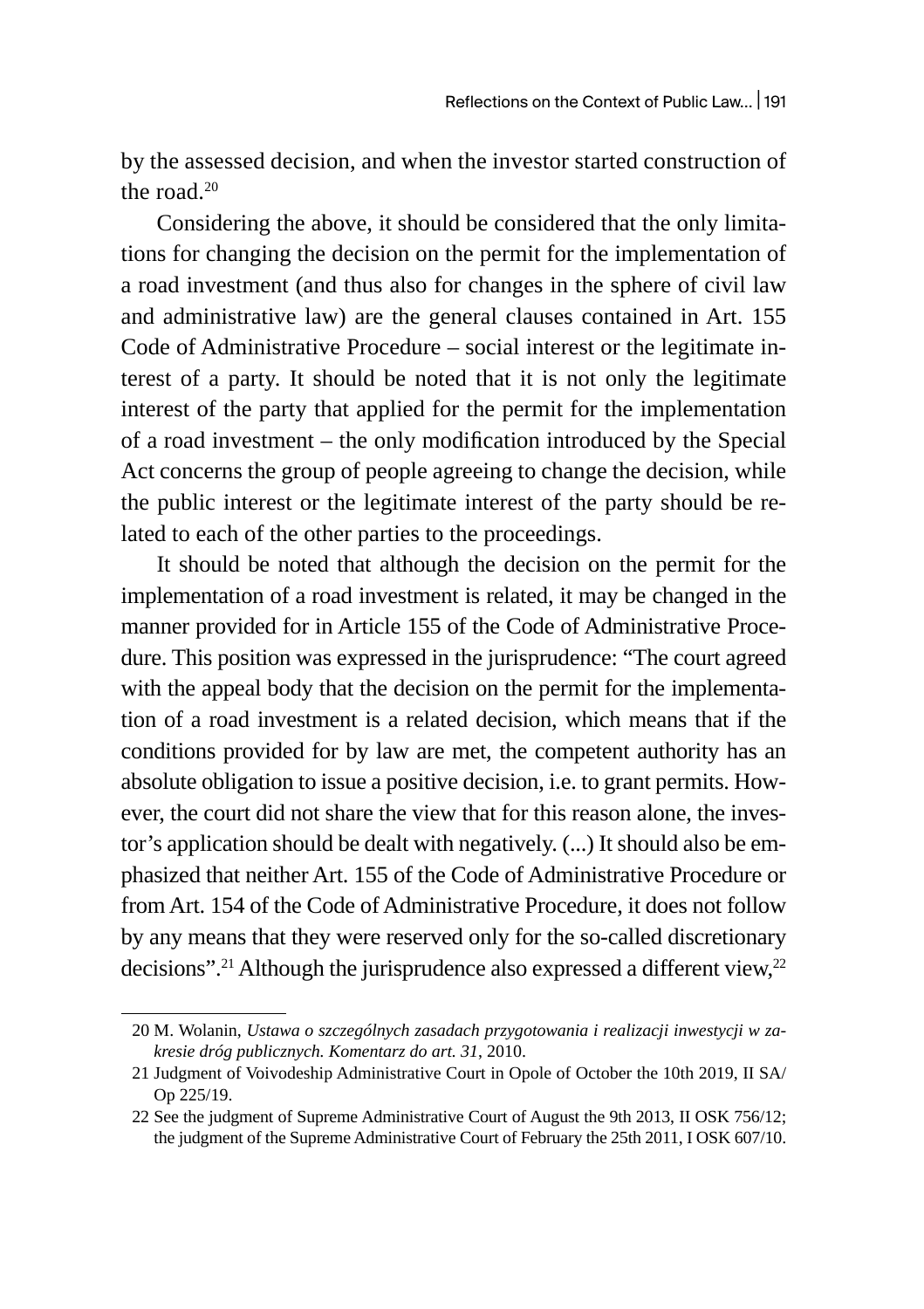by the assessed decision, and when the investor started construction of the road.[20]

Considering the above, it should be considered that the only limitations for changing the decision on the permit for the implementation of a road investment (and thus also for changes in the sphere of civil law and administrative law) are the general clauses contained in Art. 155 Code of Administrative Procedure – social interest or the legitimate interest of a party. It should be noted that it is not only the legitimate interest of the party that applied for the permit for the implementation of a road investment – the only modification introduced by the Special Act concerns the group of people agreeing to change the decision, while the public interest or the legitimate interest of the party should be related to each of the other parties to the proceedings.

It should be noted that although the decision on the permit for the implementation of a road investment is related, it may be changed in the manner provided for in Article 155 of the Code of Administrative Procedure. This position was expressed in the jurisprudence: "The court agreed with the appeal body that the decision on the permit for the implementation of a road investment is a related decision, which means that if the conditions provided for by law are met, the competent authority has an absolute obligation to issue a positive decision, i.e. to grant permits. However, the court did not share the view that for this reason alone, the investor's application should be dealt with negatively. (...) It should also be emphasized that neither Art. 155 of the Code of Administrative Procedure or from Art. 154 of the Code of Administrative Procedure, it does not follow by any means that they were reserved only for the so-called discretionary decisions".[21] Although the jurisprudence also expressed a different view,[22]

---

20 M. Wolanin, *Ustawa o szczególnych zasadach przygotowania i realizacji inwestycji w zakresie dróg publicznych. Komentarz do art. 31*, 2010.

21 Judgment of Voivodeship Administrative Court in Opole of October the 10th 2019, II SA/Op 225/19.

22 See the judgment of Supreme Administrative Court of August the 9th 2013, II OSK 756/12; the judgment of the Supreme Administrative Court of February the 25th 2011, I OSK 607/10.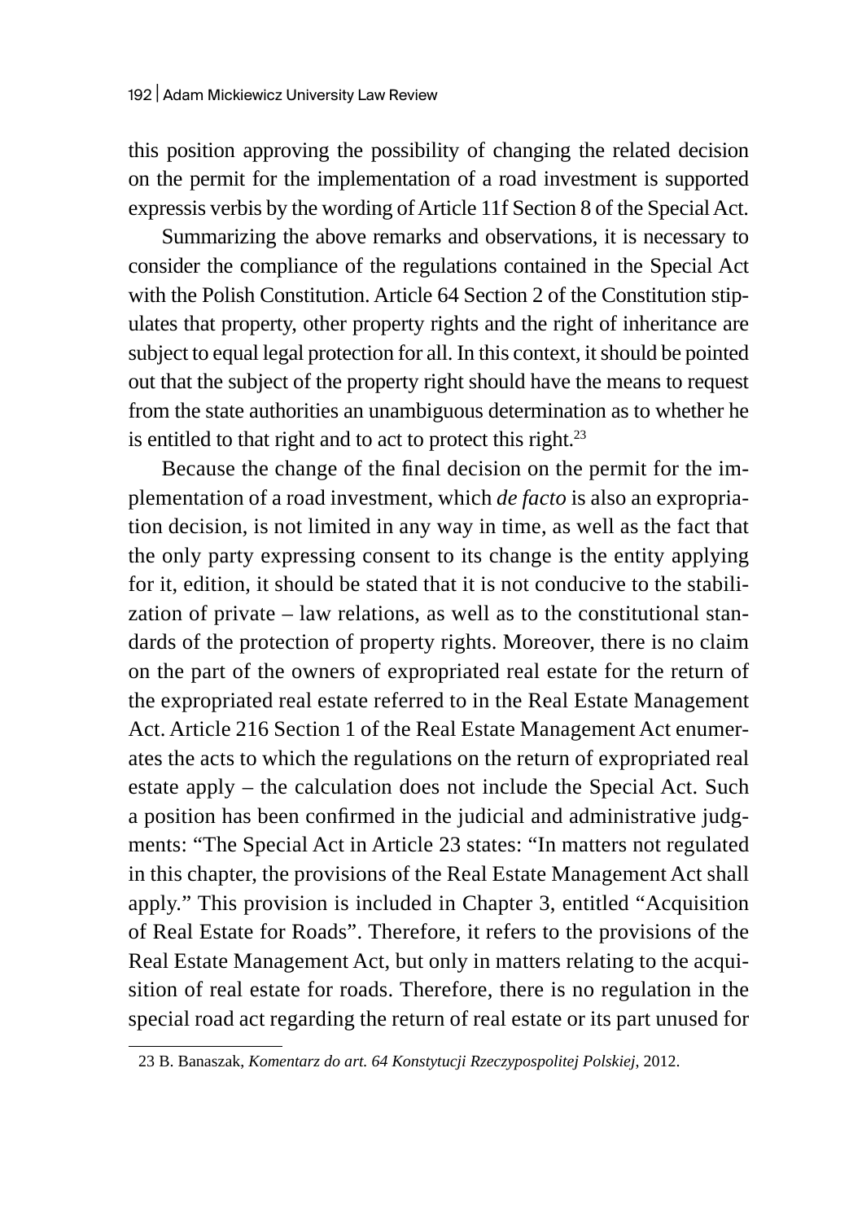this position approving the possibility of changing the related decision on the permit for the implementation of a road investment is supported expressis verbis by the wording of Article 11f Section 8 of the Special Act.

Summarizing the above remarks and observations, it is necessary to consider the compliance of the regulations contained in the Special Act with the Polish Constitution. Article 64 Section 2 of the Constitution stipulates that property, other property rights and the right of inheritance are subject to equal legal protection for all. In this context, it should be pointed out that the subject of the property right should have the means to request from the state authorities an unambiguous determination as to whether he is entitled to that right and to act to protect this right.[23]

Because the change of the final decision on the permit for the implementation of a road investment, which *de facto* is also an expropriation decision, is not limited in any way in time, as well as the fact that the only party expressing consent to its change is the entity applying for it, edition, it should be stated that it is not conducive to the stabilization of private – law relations, as well as to the constitutional standards of the protection of property rights. Moreover, there is no claim on the part of the owners of expropriated real estate for the return of the expropriated real estate referred to in the Real Estate Management Act. Article 216 Section 1 of the Real Estate Management Act enumerates the acts to which the regulations on the return of expropriated real estate apply – the calculation does not include the Special Act. Such a position has been confirmed in the judicial and administrative judgments: "The Special Act in Article 23 states: "In matters not regulated in this chapter, the provisions of the Real Estate Management Act shall apply." This provision is included in Chapter 3, entitled "Acquisition of Real Estate for Roads". Therefore, it refers to the provisions of the Real Estate Management Act, but only in matters relating to the acquisition of real estate for roads. Therefore, there is no regulation in the special road act regarding the return of real estate or its part unused for

---

23 B. Banaszak, *Komentarz do art. 64 Konstytucji Rzeczypospolitej Polskiej*, 2012.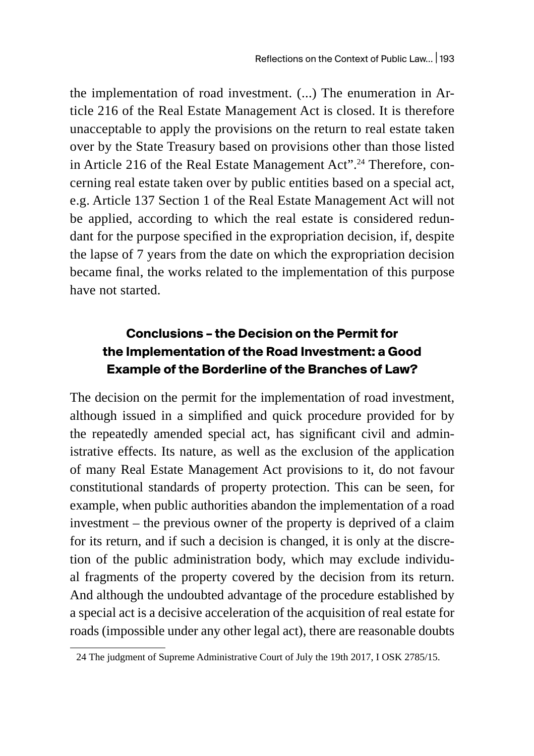the implementation of road investment. (...) The enumeration in Article 216 of the Real Estate Management Act is closed. It is therefore unacceptable to apply the provisions on the return to real estate taken over by the State Treasury based on provisions other than those listed in Article 216 of the Real Estate Management Act".[24] Therefore, concerning real estate taken over by public entities based on a special act, e.g. Article 137 Section 1 of the Real Estate Management Act will not be applied, according to which the real estate is considered redundant for the purpose specified in the expropriation decision, if, despite the lapse of 7 years from the date on which the expropriation decision became final, the works related to the implementation of this purpose have not started.

## Conclusions – the Decision on the Permit for the Implementation of the Road Investment: a Good Example of the Borderline of the Branches of Law?

The decision on the permit for the implementation of road investment, although issued in a simplified and quick procedure provided for by the repeatedly amended special act, has significant civil and administrative effects. Its nature, as well as the exclusion of the application of many Real Estate Management Act provisions to it, do not favour constitutional standards of property protection. This can be seen, for example, when public authorities abandon the implementation of a road investment – the previous owner of the property is deprived of a claim for its return, and if such a decision is changed, it is only at the discretion of the public administration body, which may exclude individual fragments of the property covered by the decision from its return. And although the undoubted advantage of the procedure established by a special act is a decisive acceleration of the acquisition of real estate for roads (impossible under any other legal act), there are reasonable doubts

24 The judgment of Supreme Administrative Court of July the 19th 2017, I OSK 2785/15.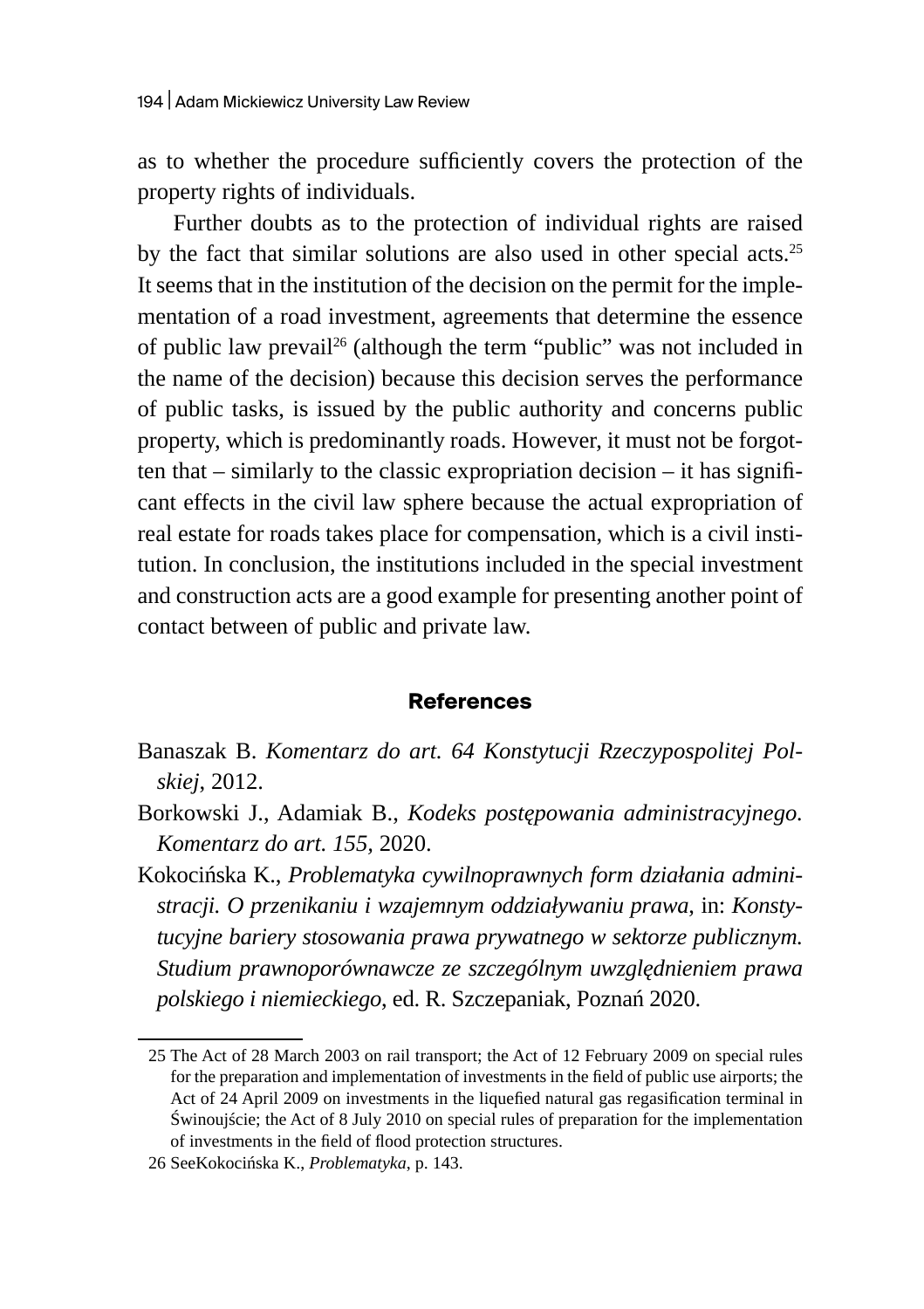as to whether the procedure sufficiently covers the protection of the property rights of individuals.

Further doubts as to the protection of individual rights are raised by the fact that similar solutions are also used in other special acts.[25] It seems that in the institution of the decision on the permit for the implementation of a road investment, agreements that determine the essence of public law prevail[26] (although the term "public" was not included in the name of the decision) because this decision serves the performance of public tasks, is issued by the public authority and concerns public property, which is predominantly roads. However, it must not be forgotten that – similarly to the classic expropriation decision – it has significant effects in the civil law sphere because the actual expropriation of real estate for roads takes place for compensation, which is a civil institution. In conclusion, the institutions included in the special investment and construction acts are a good example for presenting another point of contact between of public and private law.

## References

Banaszak B. *Komentarz do art. 64 Konstytucji Rzeczypospolitej Polskiej*, 2012.

Borkowski J., Adamiak B., *Kodeks postępowania administracyjnego. Komentarz do art. 155*, 2020.

Kokocińska K., *Problematyka cywilnoprawnych form działania administracji. O przenikaniu i wzajemnym oddziaływaniu prawa*, in: *Konstytucyjne bariery stosowania prawa prywatnego w sektorze publicznym. Studium prawnoporównawcze ze szczególnym uwzględnieniem prawa polskiego i niemieckiego*, ed. R. Szczepaniak, Poznań 2020.

---

25 The Act of 28 March 2003 on rail transport; the Act of 12 February 2009 on special rules for the preparation and implementation of investments in the field of public use airports; the Act of 24 April 2009 on investments in the liquefied natural gas regasification terminal in Świnoujście; the Act of 8 July 2010 on special rules of preparation for the implementation of investments in the field of flood protection structures.

26 SeeKokocińska K., *Problematyka*, p. 143.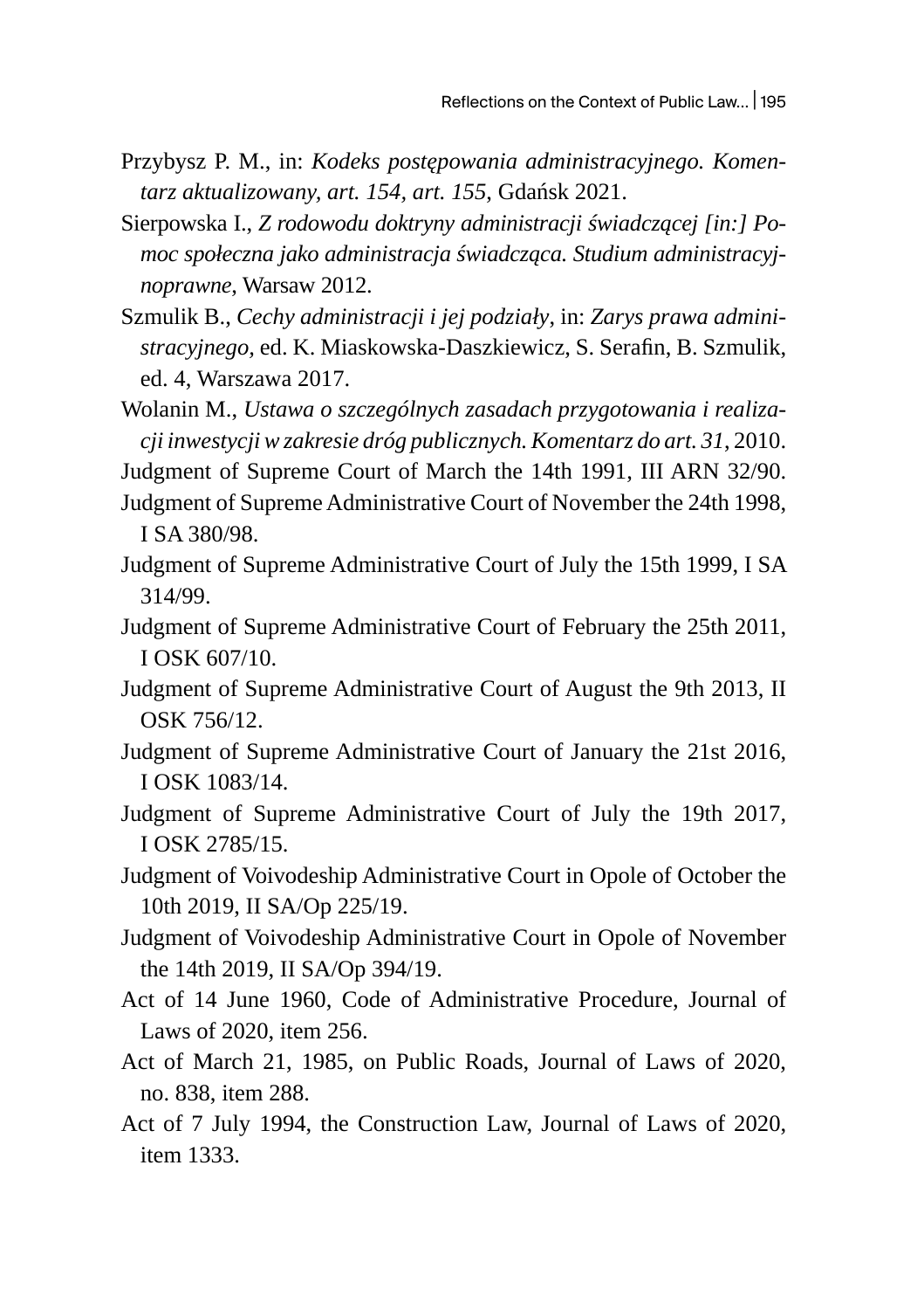Przybysz P. M., in: *Kodeks postępowania administracyjnego. Komentarz aktualizowany, art. 154, art. 155*, Gdańsk 2021.

Sierpowska I., *Z rodowodu doktryny administracji świadczącej [in:] Pomoc społeczna jako administracja świadcząca. Studium administracyjnoprawne*, Warsaw 2012.

Szmulik B., *Cechy administracji i jej podziały*, in: *Zarys prawa administracyjnego,* ed. K. Miaskowska-Daszkiewicz, S. Serafin, B. Szmulik, ed. 4, Warszawa 2017.

Wolanin M., *Ustawa o szczególnych zasadach przygotowania i realizacji inwestycji w zakresie dróg publicznych. Komentarz do art. 31*, 2010.

Judgment of Supreme Court of March the 14th 1991, III ARN 32/90.

Judgment of Supreme Administrative Court of November the 24th 1998, I SA 380/98.

Judgment of Supreme Administrative Court of July the 15th 1999, I SA 314/99.

Judgment of Supreme Administrative Court of February the 25th 2011, I OSK 607/10.

Judgment of Supreme Administrative Court of August the 9th 2013, II OSK 756/12.

Judgment of Supreme Administrative Court of January the 21st 2016, I OSK 1083/14.

Judgment of Supreme Administrative Court of July the 19th 2017, I OSK 2785/15.

Judgment of Voivodeship Administrative Court in Opole of October the 10th 2019, II SA/Op 225/19.

Judgment of Voivodeship Administrative Court in Opole of November the 14th 2019, II SA/Op 394/19.

Act of 14 June 1960, Code of Administrative Procedure, Journal of Laws of 2020, item 256.

Act of March 21, 1985, on Public Roads, Journal of Laws of 2020, no. 838, item 288.

Act of 7 July 1994, the Construction Law, Journal of Laws of 2020, item 1333.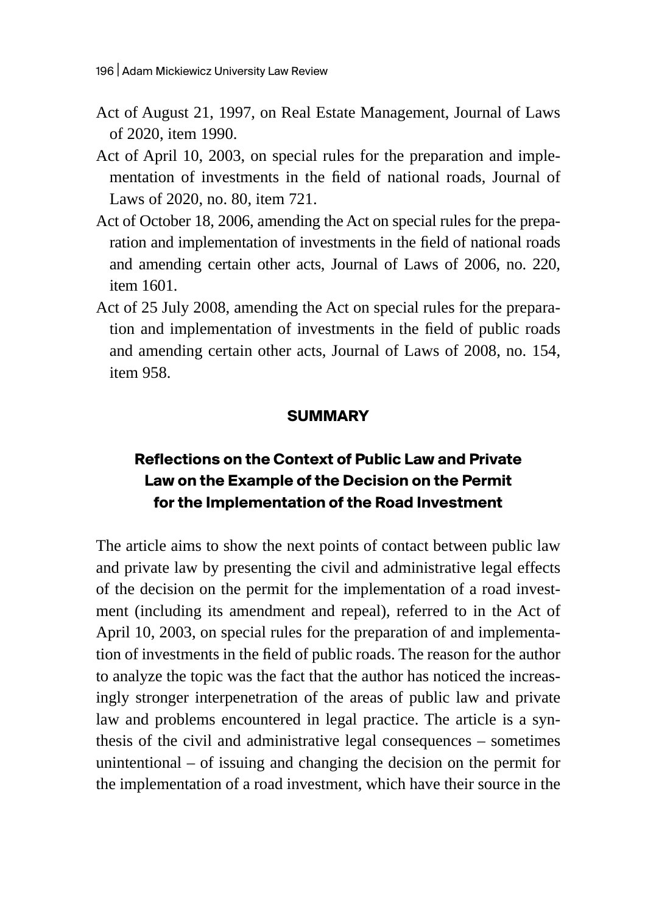Act of August 21, 1997, on Real Estate Management, Journal of Laws of 2020, item 1990.

Act of April 10, 2003, on special rules for the preparation and implementation of investments in the field of national roads, Journal of Laws of 2020, no. 80, item 721.

Act of October 18, 2006, amending the Act on special rules for the preparation and implementation of investments in the field of national roads and amending certain other acts, Journal of Laws of 2006, no. 220, item 1601.

Act of 25 July 2008, amending the Act on special rules for the preparation and implementation of investments in the field of public roads and amending certain other acts, Journal of Laws of 2008, no. 154, item 958.

## SUMMARY

### Reflections on the Context of Public Law and Private Law on the Example of the Decision on the Permit for the Implementation of the Road Investment

The article aims to show the next points of contact between public law and private law by presenting the civil and administrative legal effects of the decision on the permit for the implementation of a road investment (including its amendment and repeal), referred to in the Act of April 10, 2003, on special rules for the preparation of and implementation of investments in the field of public roads. The reason for the author to analyze the topic was the fact that the author has noticed the increasingly stronger interpenetration of the areas of public law and private law and problems encountered in legal practice. The article is a synthesis of the civil and administrative legal consequences – sometimes unintentional – of issuing and changing the decision on the permit for the implementation of a road investment, which have their source in the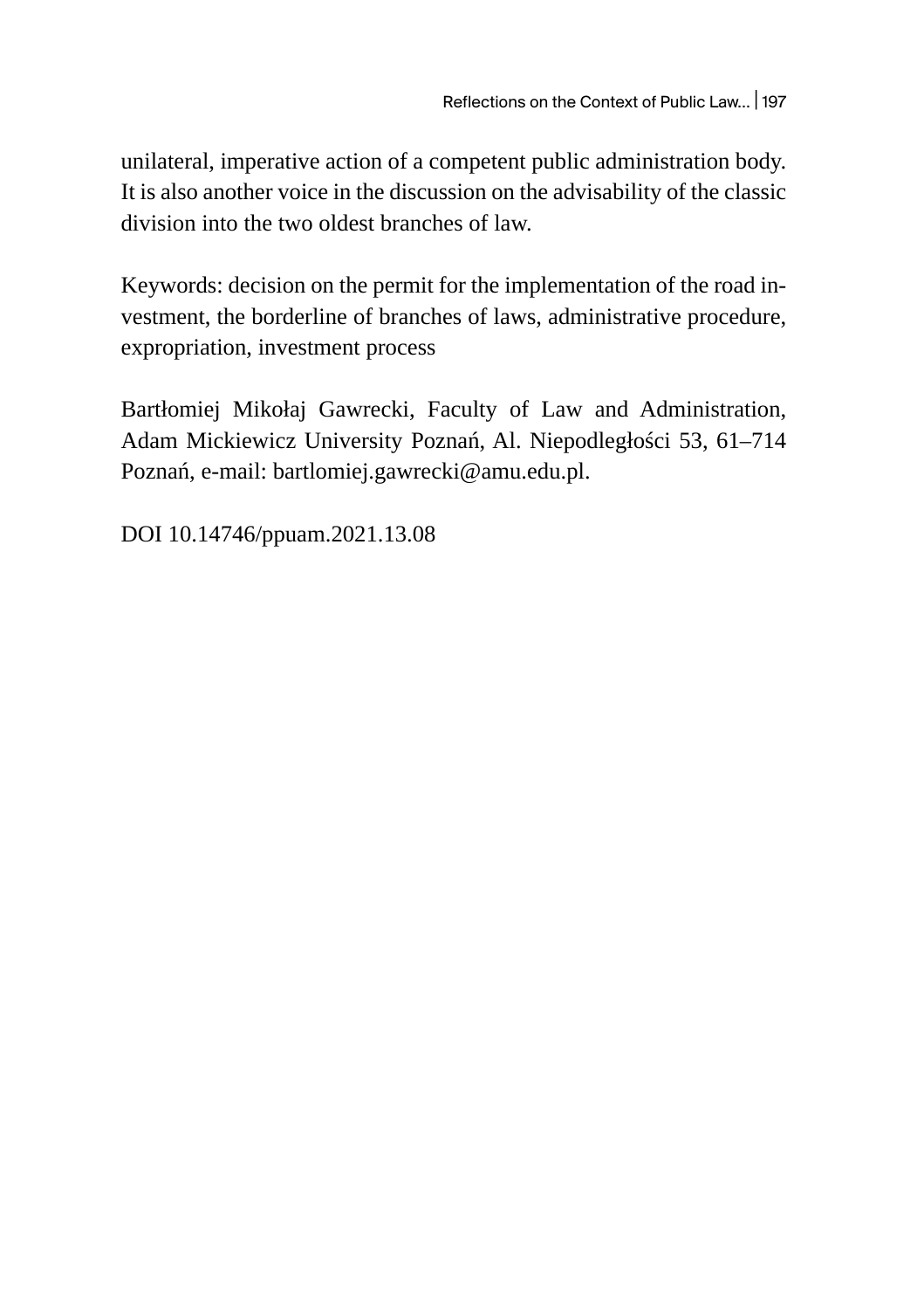unilateral, imperative action of a competent public administration body. It is also another voice in the discussion on the advisability of the classic division into the two oldest branches of law.

Keywords: decision on the permit for the implementation of the road investment, the borderline of branches of laws, administrative procedure, expropriation, investment process

Bartłomiej Mikołaj Gawrecki, Faculty of Law and Administration, Adam Mickiewicz University Poznań, Al. Niepodległości 53, 61–714 Poznań, e-mail: bartlomiej.gawrecki@amu.edu.pl.

DOI 10.14746/ppuam.2021.13.08